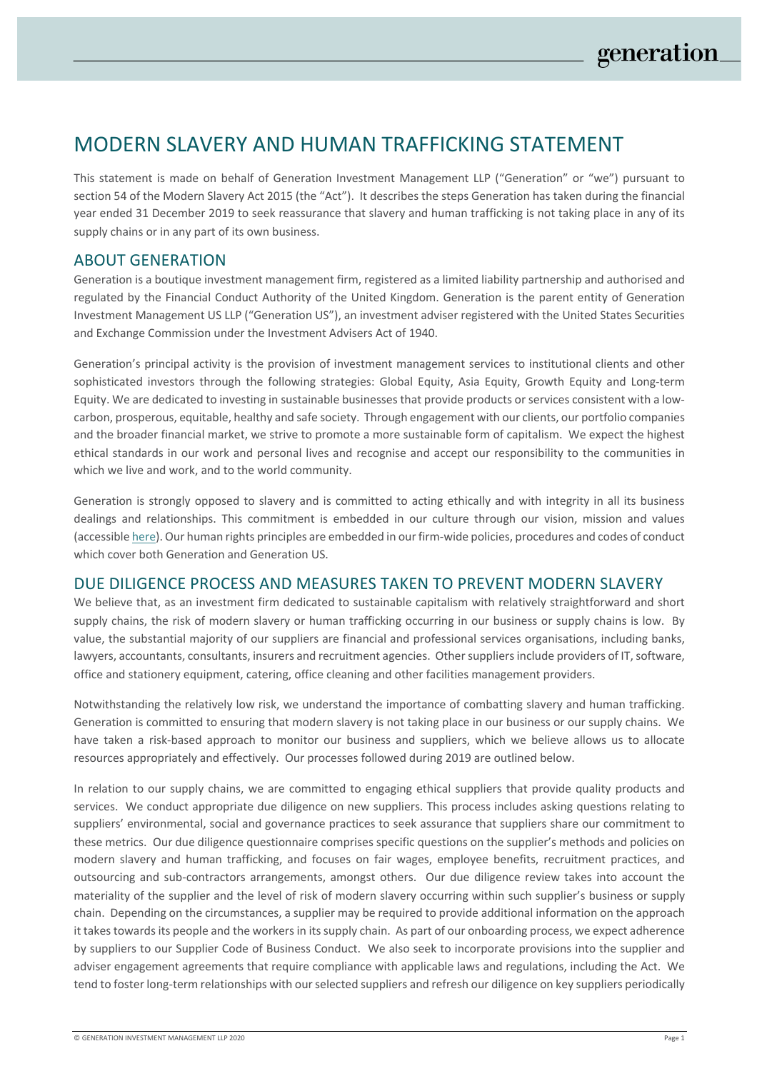# MODERN SLAVERY AND HUMAN TRAFFICKING STATEMENT

This statement is made on behalf of Generation Investment Management LLP ("Generation" or "we") pursuant to section 54 of the Modern Slavery Act 2015 (the "Act"). It describes the steps Generation has taken during the financial year ended 31 December 2019 to seek reassurance that slavery and human trafficking is not taking place in any of its supply chains or in any part of its own business.

## ABOUT GENERATION

Generation is a boutique investment management firm, registered as a limited liability partnership and authorised and regulated by the Financial Conduct Authority of the United Kingdom. Generation is the parent entity of Generation Investment Management US LLP ("Generation US"), an investment adviser registered with the United States Securities and Exchange Commission under the Investment Advisers Act of 1940.

Generation's principal activity is the provision of investment management services to institutional clients and other sophisticated investors through the following strategies: Global Equity, Asia Equity, Growth Equity and Long-term Equity. We are dedicated to investing in sustainable businesses that provide products or services consistent with a low-carbon, prosperous, equitable, healthy and safe society. Through engagement with our clients, our portfolio companies and the broader financial market, we strive to promote a more sustainable form of capitalism. We expect the highest ethical standards in our work and personal lives and recognise and accept our responsibility to the communities in which we live and work, and to the world community.

Generation is strongly opposed to slavery and is committed to acting ethically and with integrity in all its business dealings and relationships. This commitment is embedded in our culture through our vision, mission and values (accessible here). Our human rights principles are embedded in our firm-wide policies, procedures and codes of conduct which cover both Generation and Generation US.

## DUE DILIGENCE PROCESS AND MEASURES TAKEN TO PREVENT MODERN SLAVERY

We believe that, as an investment firm dedicated to sustainable capitalism with relatively straightforward and short supply chains, the risk of modern slavery or human trafficking occurring in our business or supply chains is low. By value, the substantial majority of our suppliers are financial and professional services organisations, including banks, lawyers, accountants, consultants, insurers and recruitment agencies. Other suppliers include providers of IT, software, office and stationery equipment, catering, office cleaning and other facilities management providers.

Notwithstanding the relatively low risk, we understand the importance of combatting slavery and human trafficking. Generation is committed to ensuring that modern slavery is not taking place in our business or our supply chains. We have taken a risk-based approach to monitor our business and suppliers, which we believe allows us to allocate resources appropriately and effectively. Our processes followed during 2019 are outlined below.

In relation to our supply chains, we are committed to engaging ethical suppliers that provide quality products and services. We conduct appropriate due diligence on new suppliers. This process includes asking questions relating to suppliers' environmental, social and governance practices to seek assurance that suppliers share our commitment to these metrics. Our due diligence questionnaire comprises specific questions on the supplier's methods and policies on modern slavery and human trafficking, and focuses on fair wages, employee benefits, recruitment practices, and outsourcing and sub-contractors arrangements, amongst others. Our due diligence review takes into account the materiality of the supplier and the level of risk of modern slavery occurring within such supplier's business or supply chain. Depending on the circumstances, a supplier may be required to provide additional information on the approach it takes towards its people and the workers in its supply chain. As part of our onboarding process, we expect adherence by suppliers to our Supplier Code of Business Conduct. We also seek to incorporate provisions into the supplier and adviser engagement agreements that require compliance with applicable laws and regulations, including the Act. We tend to foster long-term relationships with our selected suppliers and refresh our diligence on key suppliers periodically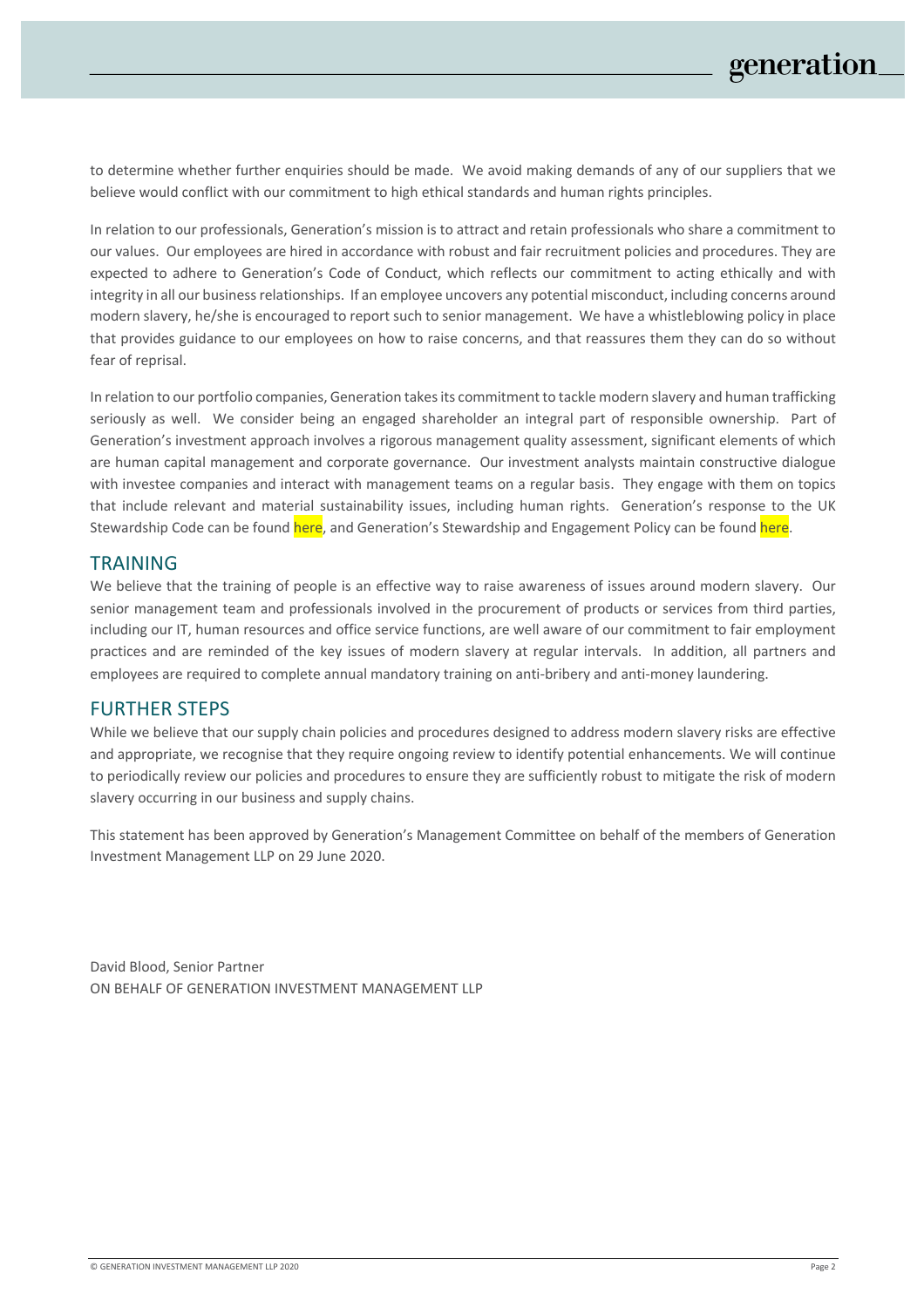to determine whether further enquiries should be made. We avoid making demands of any of our suppliers that we believe would conflict with our commitment to high ethical standards and human rights principles.

In relation to our professionals, Generation's mission is to attract and retain professionals who share a commitment to our values. Our employees are hired in accordance with robust and fair recruitment policies and procedures. They are expected to adhere to Generation's Code of Conduct, which reflects our commitment to acting ethically and with integrity in all our business relationships. If an employee uncovers any potential misconduct, including concerns around modern slavery, he/she is encouraged to report such to senior management. We have a whistleblowing policy in place that provides guidance to our employees on how to raise concerns, and that reassures them they can do so without fear of reprisal.

In relation to our portfolio companies, Generation takes its commitment to tackle modern slavery and human trafficking seriously as well. We consider being an engaged shareholder an integral part of responsible ownership. Part of Generation's investment approach involves a rigorous management quality assessment, significant elements of which are human capital management and corporate governance. Our investment analysts maintain constructive dialogue with investee companies and interact with management teams on a regular basis. They engage with them on topics that include relevant and material sustainability issues, including human rights. Generation's response to the UK Stewardship Code can be found here, and Generation's Stewardship and Engagement Policy can be found here.

## TRAINING

We believe that the training of people is an effective way to raise awareness of issues around modern slavery. Our senior management team and professionals involved in the procurement of products or services from third parties, including our IT, human resources and office service functions, are well aware of our commitment to fair employment practices and are reminded of the key issues of modern slavery at regular intervals. In addition, all partners and employees are required to complete annual mandatory training on anti-bribery and anti-money laundering.

## FURTHER STEPS

While we believe that our supply chain policies and procedures designed to address modern slavery risks are effective and appropriate, we recognise that they require ongoing review to identify potential enhancements. We will continue to periodically review our policies and procedures to ensure they are sufficiently robust to mitigate the risk of modern slavery occurring in our business and supply chains.

This statement has been approved by Generation's Management Committee on behalf of the members of Generation Investment Management LLP on 29 June 2020.

David Blood, Senior Partner
ON BEHALF OF GENERATION INVESTMENT MANAGEMENT LLP